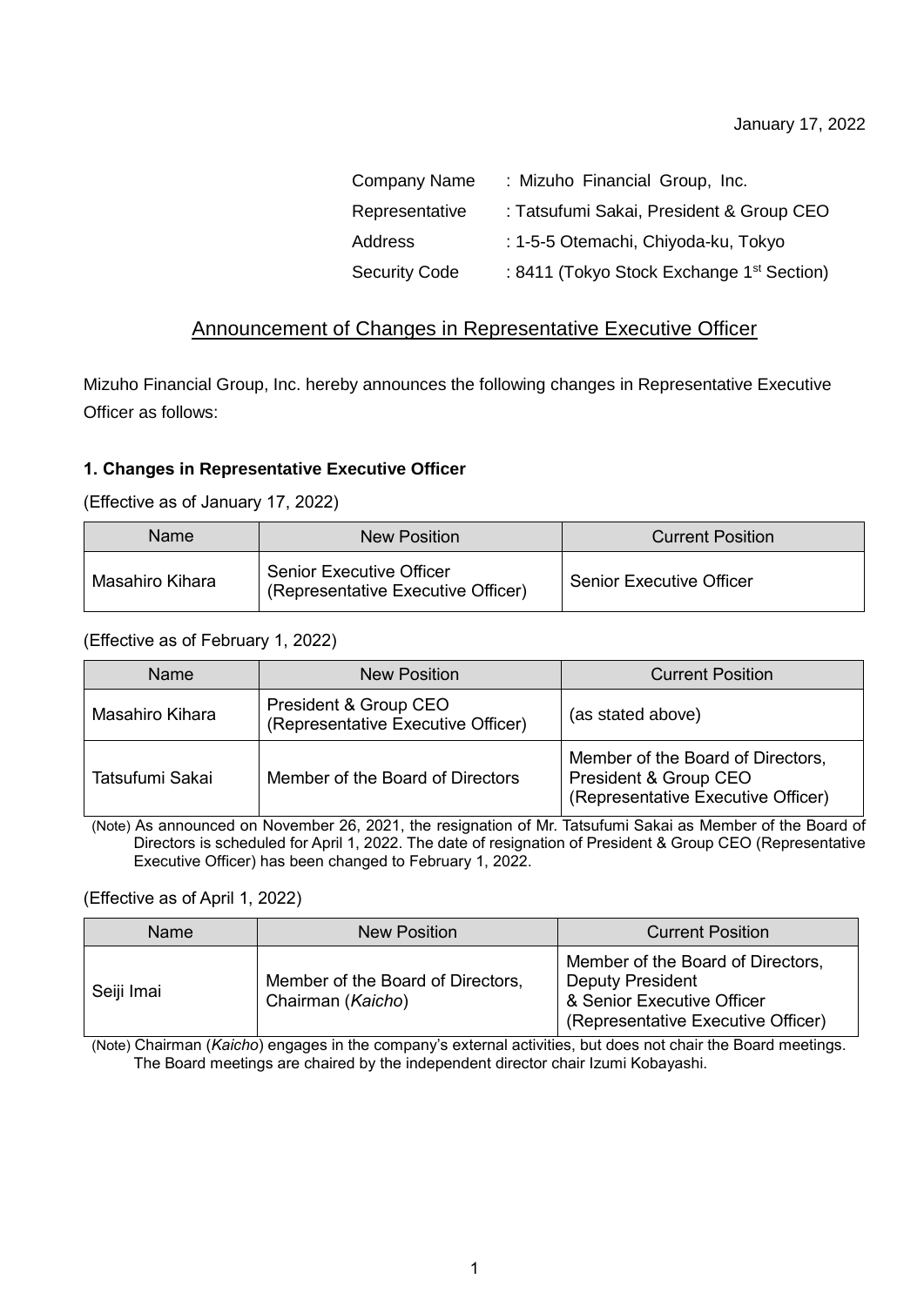January 17, 2022

Company Name : Mizuho Financial Group, Inc.

Representative : Tatsufumi Sakai, President & Group CEO

Address : 1-5-5 Otemachi, Chiyoda-ku, Tokyo

Security Code : 8411 (Tokyo Stock Exchange 1st Section)

## Announcement of Changes in Representative Executive Officer

Mizuho Financial Group, Inc. hereby announces the following changes in Representative Executive Officer as follows:

### 1. Changes in Representative Executive Officer

(Effective as of January 17, 2022)

| Name | New Position | Current Position |
|---|---|---|
| Masahiro Kihara | Senior Executive Officer (Representative Executive Officer) | Senior Executive Officer |

(Effective as of February 1, 2022)

| Name | New Position | Current Position |
|---|---|---|
| Masahiro Kihara | President & Group CEO (Representative Executive Officer) | (as stated above) |
| Tatsufumi Sakai | Member of the Board of Directors | Member of the Board of Directors, President & Group CEO (Representative Executive Officer) |

(Note) As announced on November 26, 2021, the resignation of Mr. Tatsufumi Sakai as Member of the Board of Directors is scheduled for April 1, 2022. The date of resignation of President & Group CEO (Representative Executive Officer) has been changed to February 1, 2022.

(Effective as of April 1, 2022)

| Name | New Position | Current Position |
|---|---|---|
| Seiji Imai | Member of the Board of Directors, Chairman (*Kaicho*) | Member of the Board of Directors, Deputy President & Senior Executive Officer (Representative Executive Officer) |

(Note) Chairman (*Kaicho*) engages in the company's external activities, but does not chair the Board meetings. The Board meetings are chaired by the independent director chair Izumi Kobayashi.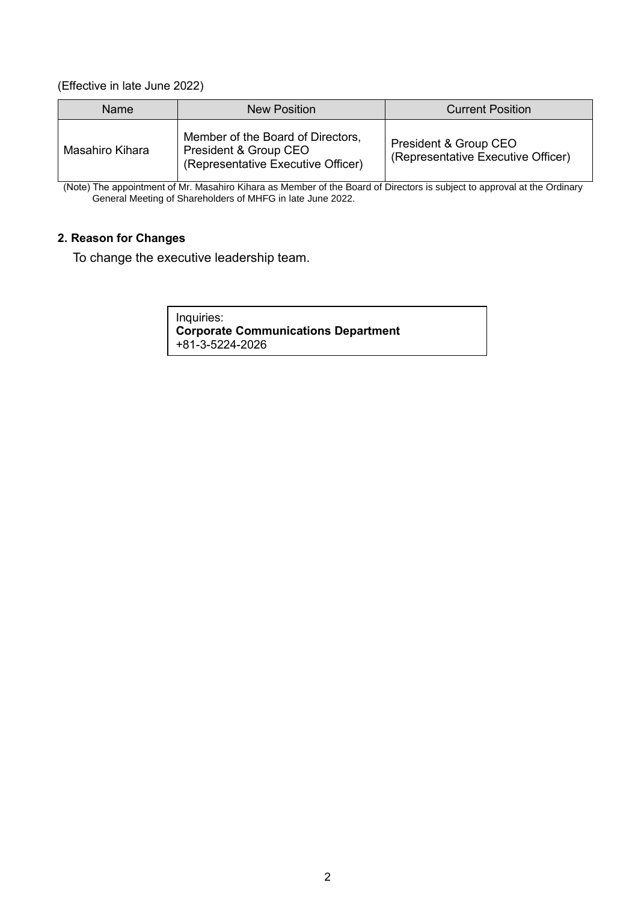(Effective in late June 2022)

| Name | New Position | Current Position |
| --- | --- | --- |
| Masahiro Kihara | Member of the Board of Directors, President & Group CEO (Representative Executive Officer) | President & Group CEO (Representative Executive Officer) |

(Note) The appointment of Mr. Masahiro Kihara as Member of the Board of Directors is subject to approval at the Ordinary General Meeting of Shareholders of MHFG in late June 2022.

**2. Reason for Changes**

To change the executive leadership team.

Inquiries:
**Corporate Communications Department**
+81-3-5224-2026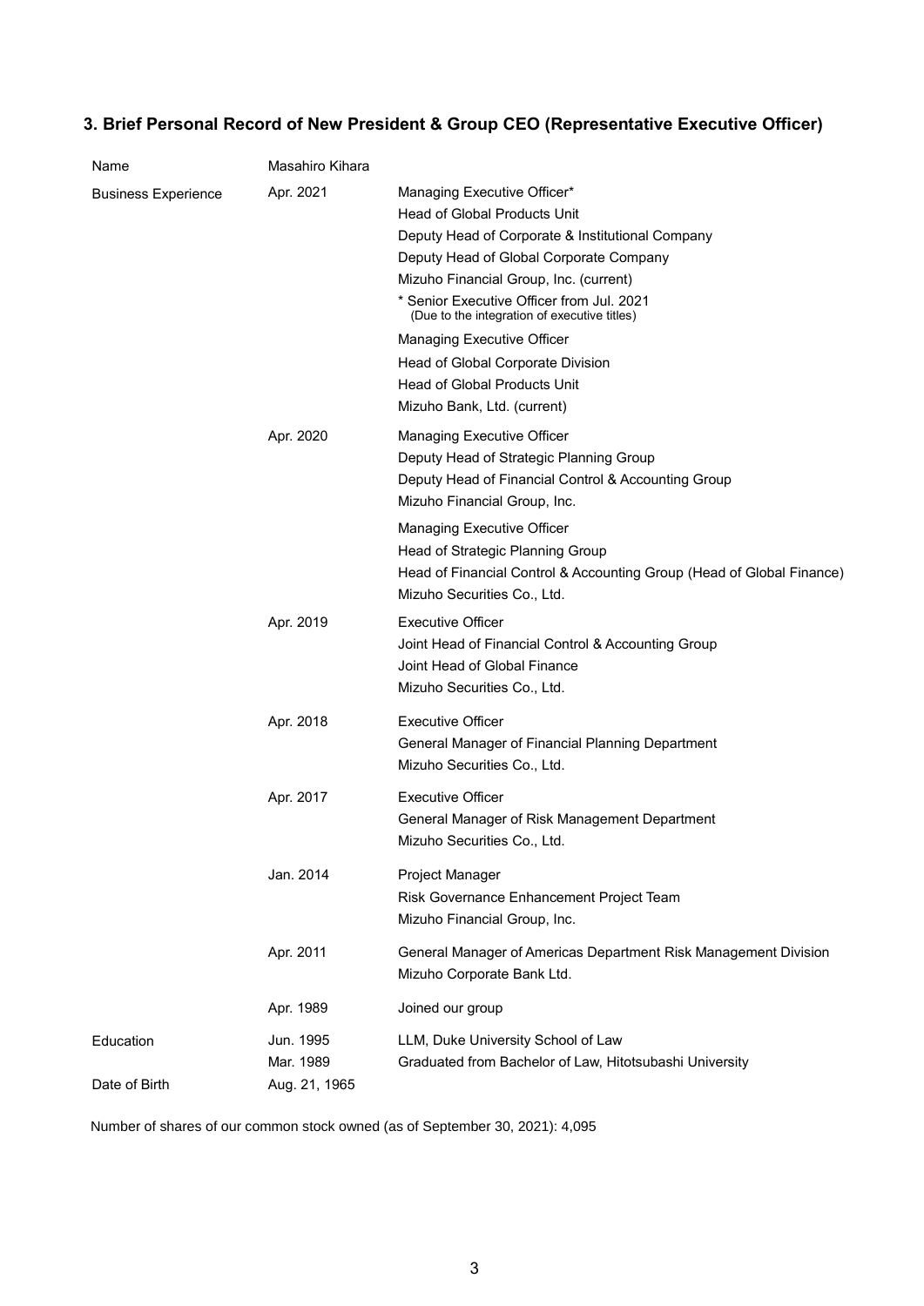## 3. Brief Personal Record of New President & Group CEO (Representative Executive Officer)

| | | |
|---|---|---|
| Name | Masahiro Kihara | |
| Business Experience | Apr. 2021 | Managing Executive Officer*<br>Head of Global Products Unit<br>Deputy Head of Corporate & Institutional Company<br>Deputy Head of Global Corporate Company<br>Mizuho Financial Group, Inc. (current)<br>* Senior Executive Officer from Jul. 2021<br>(Due to the integration of executive titles)<br><br>Managing Executive Officer<br>Head of Global Corporate Division<br>Head of Global Products Unit<br>Mizuho Bank, Ltd. (current) |
| | Apr. 2020 | Managing Executive Officer<br>Deputy Head of Strategic Planning Group<br>Deputy Head of Financial Control & Accounting Group<br>Mizuho Financial Group, Inc.<br><br>Managing Executive Officer<br>Head of Strategic Planning Group<br>Head of Financial Control & Accounting Group (Head of Global Finance)<br>Mizuho Securities Co., Ltd. |
| | Apr. 2019 | Executive Officer<br>Joint Head of Financial Control & Accounting Group<br>Joint Head of Global Finance<br>Mizuho Securities Co., Ltd. |
| | Apr. 2018 | Executive Officer<br>General Manager of Financial Planning Department<br>Mizuho Securities Co., Ltd. |
| | Apr. 2017 | Executive Officer<br>General Manager of Risk Management Department<br>Mizuho Securities Co., Ltd. |
| | Jan. 2014 | Project Manager<br>Risk Governance Enhancement Project Team<br>Mizuho Financial Group, Inc. |
| | Apr. 2011 | General Manager of Americas Department Risk Management Division<br>Mizuho Corporate Bank Ltd. |
| | Apr. 1989 | Joined our group |
| Education | Jun. 1995 | LLM, Duke University School of Law |
| | Mar. 1989 | Graduated from Bachelor of Law, Hitotsubashi University |
| Date of Birth | Aug. 21, 1965 | |

Number of shares of our common stock owned (as of September 30, 2021): 4,095